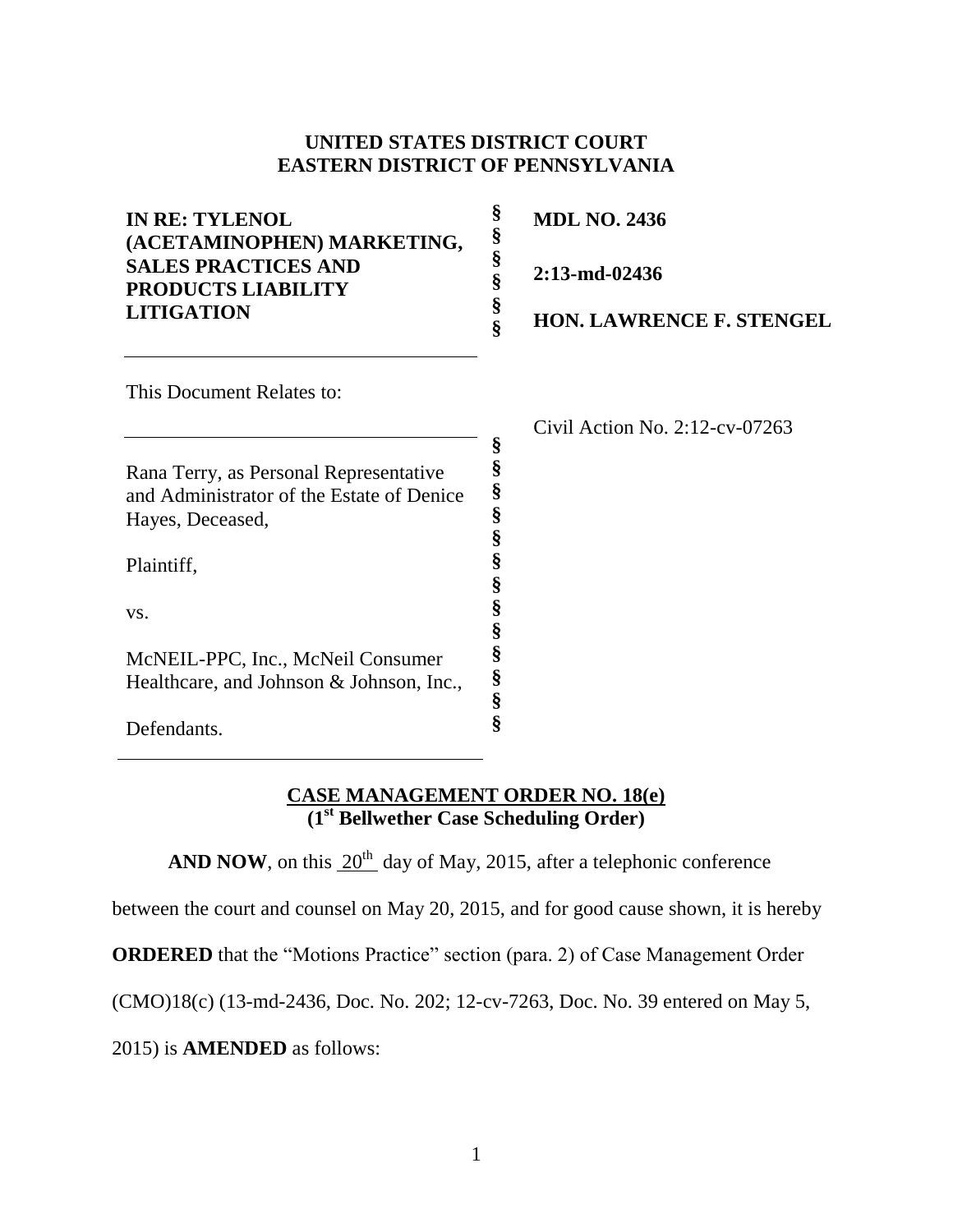**UNITED STATES DISTRICT COURT**
**EASTERN DISTRICT OF PENNSYLVANIA**

| | | |
|---|---|---|
| **IN RE: TYLENOL (ACETAMINOPHEN) MARKETING, SALES PRACTICES AND PRODUCTS LIABILITY LITIGATION** | § § § § § § | **MDL NO. 2436** <br> **2:13-md-02436** <br> **HON. LAWRENCE F. STENGEL** |

This Document Relates to:

Civil Action No. 2:12-cv-07263

Rana Terry, as Personal Representative and Administrator of the Estate of Denice Hayes, Deceased,

Plaintiff,

vs.

McNEIL-PPC, Inc., McNeil Consumer Healthcare, and Johnson & Johnson, Inc.,

Defendants.

## CASE MANAGEMENT ORDER NO. 18(e)
## (1st Bellwether Case Scheduling Order)

**AND NOW**, on this 20th day of May, 2015, after a telephonic conference between the court and counsel on May 20, 2015, and for good cause shown, it is hereby **ORDERED** that the "Motions Practice" section (para. 2) of Case Management Order (CMO)18(c) (13-md-2436, Doc. No. 202; 12-cv-7263, Doc. No. 39 entered on May 5, 2015) is **AMENDED** as follows: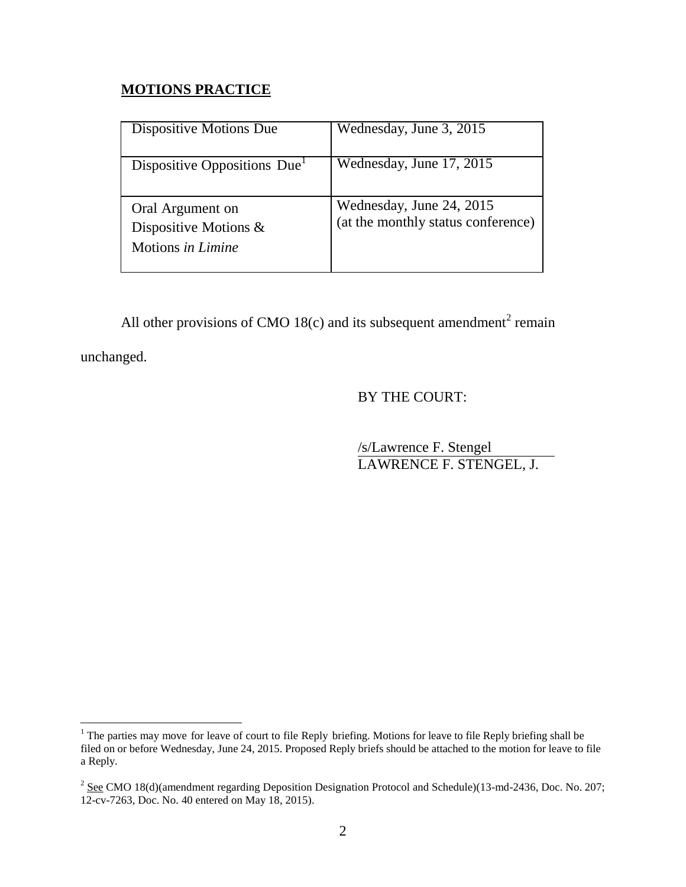**MOTIONS PRACTICE**

| | |
|---|---|
| Dispositive Motions Due | Wednesday, June 3, 2015 |
| Dispositive Oppositions Due[1] | Wednesday, June 17, 2015 |
| Oral Argument on Dispositive Motions & Motions *in Limine* | Wednesday, June 24, 2015 (at the monthly status conference) |

All other provisions of CMO 18(c) and its subsequent amendment[2] remain unchanged.

BY THE COURT:

/s/Lawrence F. Stengel
LAWRENCE F. STENGEL, J.

---

[1] The parties may move for leave of court to file Reply briefing. Motions for leave to file Reply briefing shall be filed on or before Wednesday, June 24, 2015. Proposed Reply briefs should be attached to the motion for leave to file a Reply.

[2] See CMO 18(d)(amendment regarding Deposition Designation Protocol and Schedule)(13-md-2436, Doc. No. 207; 12-cv-7263, Doc. No. 40 entered on May 18, 2015).